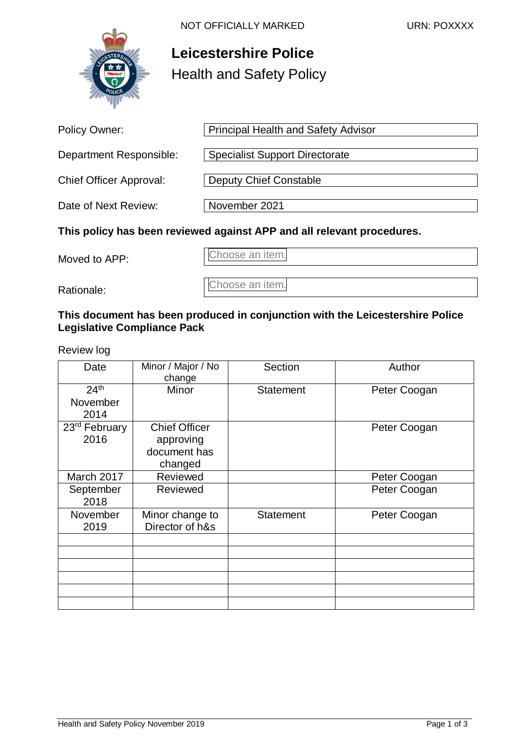NOT OFFICIALLY MARKED URN: POXXXX

# Leicestershire Police

## Health and Safety Policy

| | |
|---|---|
| Policy Owner: | Principal Health and Safety Advisor |
| Department Responsible: | Specialist Support Directorate |
| Chief Officer Approval: | Deputy Chief Constable |
| Date of Next Review: | November 2021 |

**This policy has been reviewed against APP and all relevant procedures.**

| | |
|---|---|
| Moved to APP: | Choose an item. |
| Rationale: | Choose an item. |

**This document has been produced in conjunction with the Leicestershire Police Legislative Compliance Pack**

Review log

| Date | Minor / Major / No change | Section | Author |
|---|---|---|---|
| 24th November 2014 | Minor | Statement | Peter Coogan |
| 23rd February 2016 | Chief Officer approving document has changed | | Peter Coogan |
| March 2017 | Reviewed | | Peter Coogan |
| September 2018 | Reviewed | | Peter Coogan |
| November 2019 | Minor change to Director of h&s | Statement | Peter Coogan |
| | | | |
| | | | |
| | | | |
| | | | |
| | | | |
| | | | |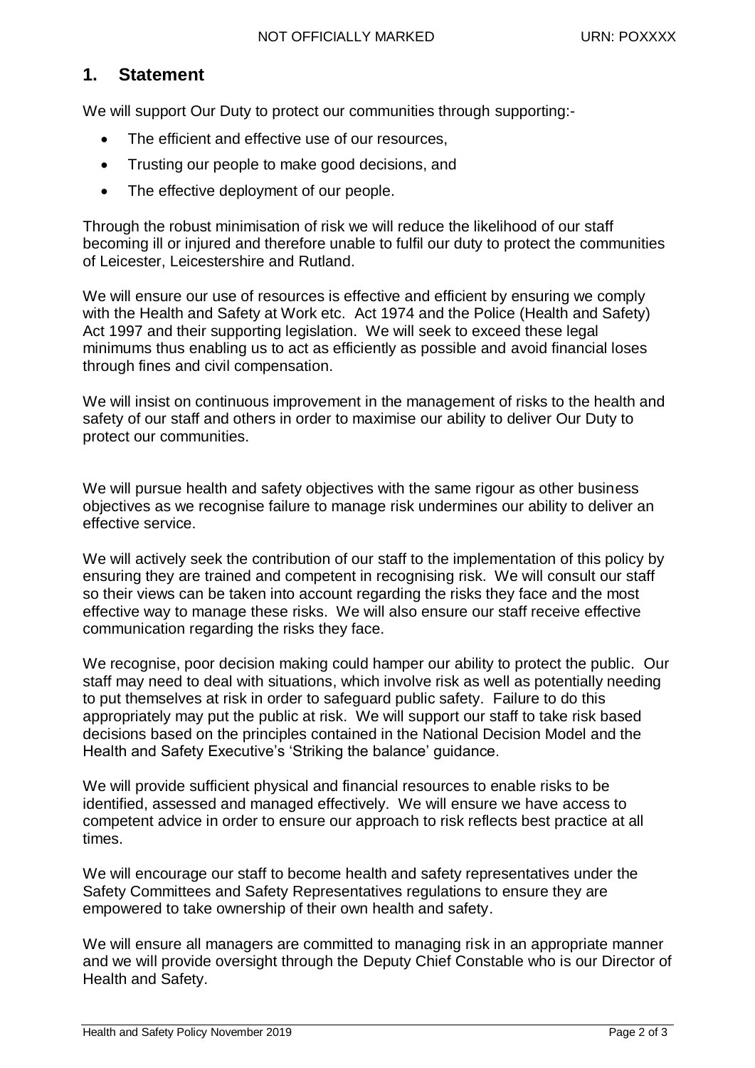## 1. Statement

We will support Our Duty to protect our communities through supporting:-

- The efficient and effective use of our resources,
- Trusting our people to make good decisions, and
- The effective deployment of our people.

Through the robust minimisation of risk we will reduce the likelihood of our staff becoming ill or injured and therefore unable to fulfil our duty to protect the communities of Leicester, Leicestershire and Rutland.

We will ensure our use of resources is effective and efficient by ensuring we comply with the Health and Safety at Work etc. Act 1974 and the Police (Health and Safety) Act 1997 and their supporting legislation. We will seek to exceed these legal minimums thus enabling us to act as efficiently as possible and avoid financial loses through fines and civil compensation.

We will insist on continuous improvement in the management of risks to the health and safety of our staff and others in order to maximise our ability to deliver Our Duty to protect our communities.

We will pursue health and safety objectives with the same rigour as other business objectives as we recognise failure to manage risk undermines our ability to deliver an effective service.

We will actively seek the contribution of our staff to the implementation of this policy by ensuring they are trained and competent in recognising risk. We will consult our staff so their views can be taken into account regarding the risks they face and the most effective way to manage these risks. We will also ensure our staff receive effective communication regarding the risks they face.

We recognise, poor decision making could hamper our ability to protect the public. Our staff may need to deal with situations, which involve risk as well as potentially needing to put themselves at risk in order to safeguard public safety. Failure to do this appropriately may put the public at risk. We will support our staff to take risk based decisions based on the principles contained in the National Decision Model and the Health and Safety Executive's 'Striking the balance' guidance.

We will provide sufficient physical and financial resources to enable risks to be identified, assessed and managed effectively. We will ensure we have access to competent advice in order to ensure our approach to risk reflects best practice at all times.

We will encourage our staff to become health and safety representatives under the Safety Committees and Safety Representatives regulations to ensure they are empowered to take ownership of their own health and safety.

We will ensure all managers are committed to managing risk in an appropriate manner and we will provide oversight through the Deputy Chief Constable who is our Director of Health and Safety.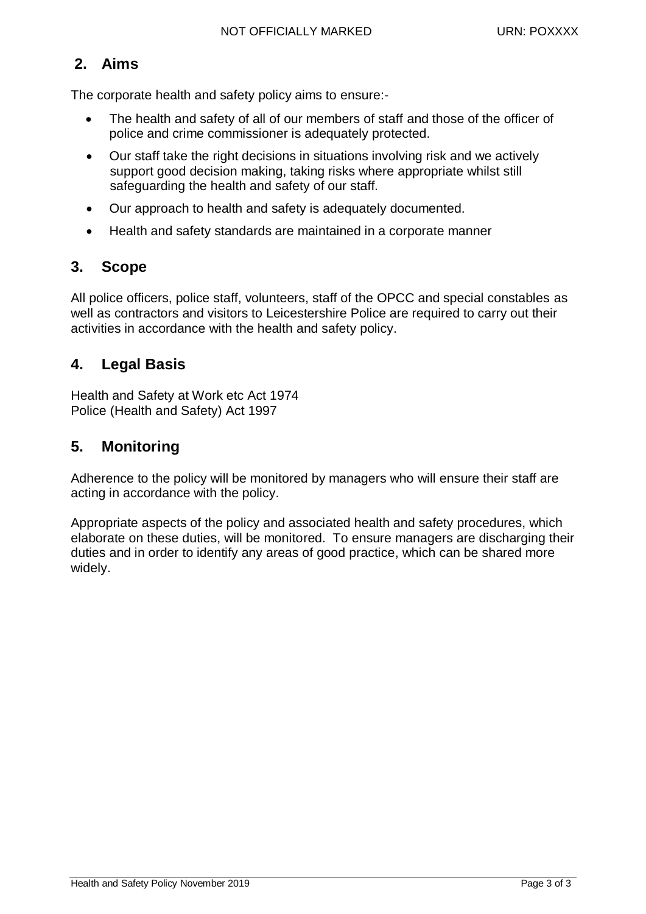## 2. Aims

The corporate health and safety policy aims to ensure:-

- The health and safety of all of our members of staff and those of the officer of police and crime commissioner is adequately protected.
- Our staff take the right decisions in situations involving risk and we actively support good decision making, taking risks where appropriate whilst still safeguarding the health and safety of our staff.
- Our approach to health and safety is adequately documented.
- Health and safety standards are maintained in a corporate manner

## 3. Scope

All police officers, police staff, volunteers, staff of the OPCC and special constables as well as contractors and visitors to Leicestershire Police are required to carry out their activities in accordance with the health and safety policy.

## 4. Legal Basis

Health and Safety at Work etc Act 1974
Police (Health and Safety) Act 1997

## 5. Monitoring

Adherence to the policy will be monitored by managers who will ensure their staff are acting in accordance with the policy.

Appropriate aspects of the policy and associated health and safety procedures, which elaborate on these duties, will be monitored. To ensure managers are discharging their duties and in order to identify any areas of good practice, which can be shared more widely.